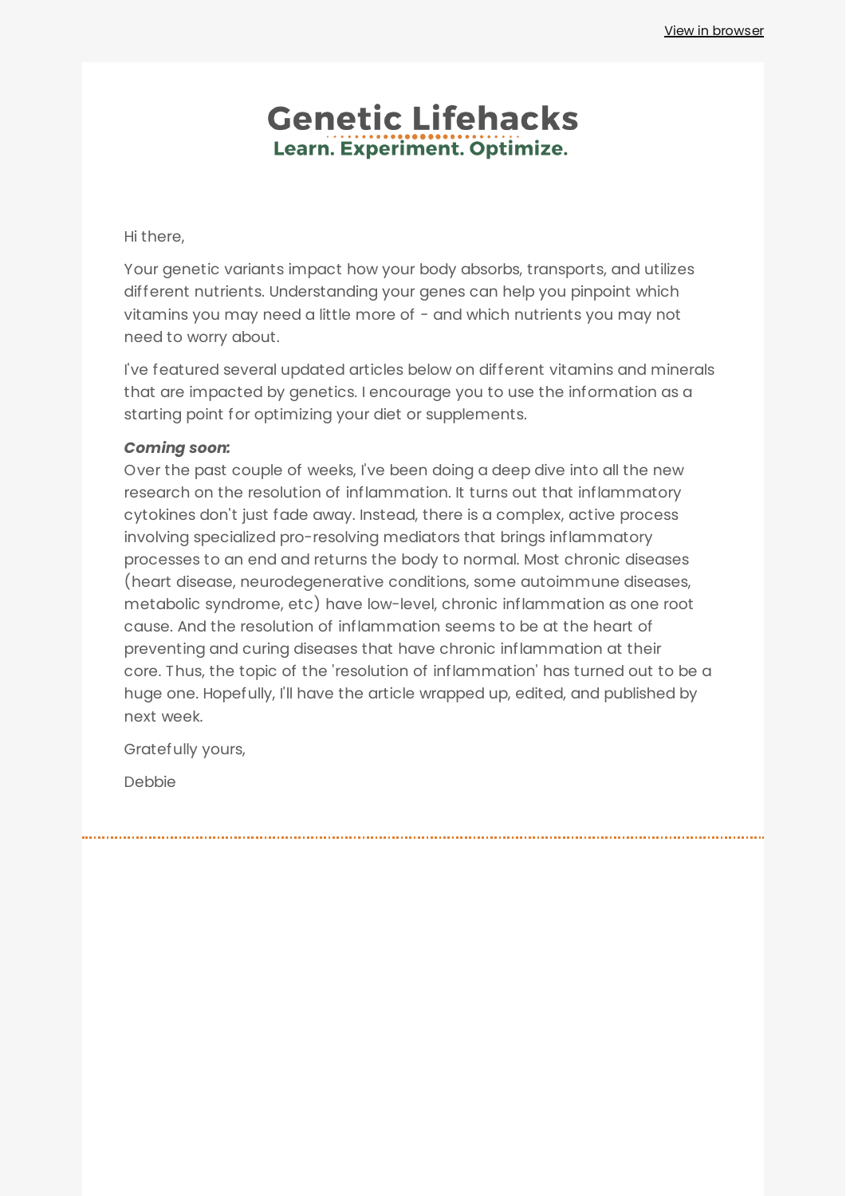View in browser

# Genetic Lifehacks

**Learn. Experiment. Optimize.**

Hi there,

Your genetic variants impact how your body absorbs, transports, and utilizes different nutrients. Understanding your genes can help you pinpoint which vitamins you may need a little more of - and which nutrients you may not need to worry about.

I've featured several updated articles below on different vitamins and minerals that are impacted by genetics. I encourage you to use the information as a starting point for optimizing your diet or supplements.

***Coming soon:***
Over the past couple of weeks, I've been doing a deep dive into all the new research on the resolution of inflammation. It turns out that inflammatory cytokines don't just fade away. Instead, there is a complex, active process involving specialized pro-resolving mediators that brings inflammatory processes to an end and returns the body to normal. Most chronic diseases (heart disease, neurodegenerative conditions, some autoimmune diseases, metabolic syndrome, etc) have low-level, chronic inflammation as one root cause. And the resolution of inflammation seems to be at the heart of preventing and curing diseases that have chronic inflammation at their core. Thus, the topic of the 'resolution of inflammation' has turned out to be a huge one. Hopefully, I'll have the article wrapped up, edited, and published by next week.

Gratefully yours,

Debbie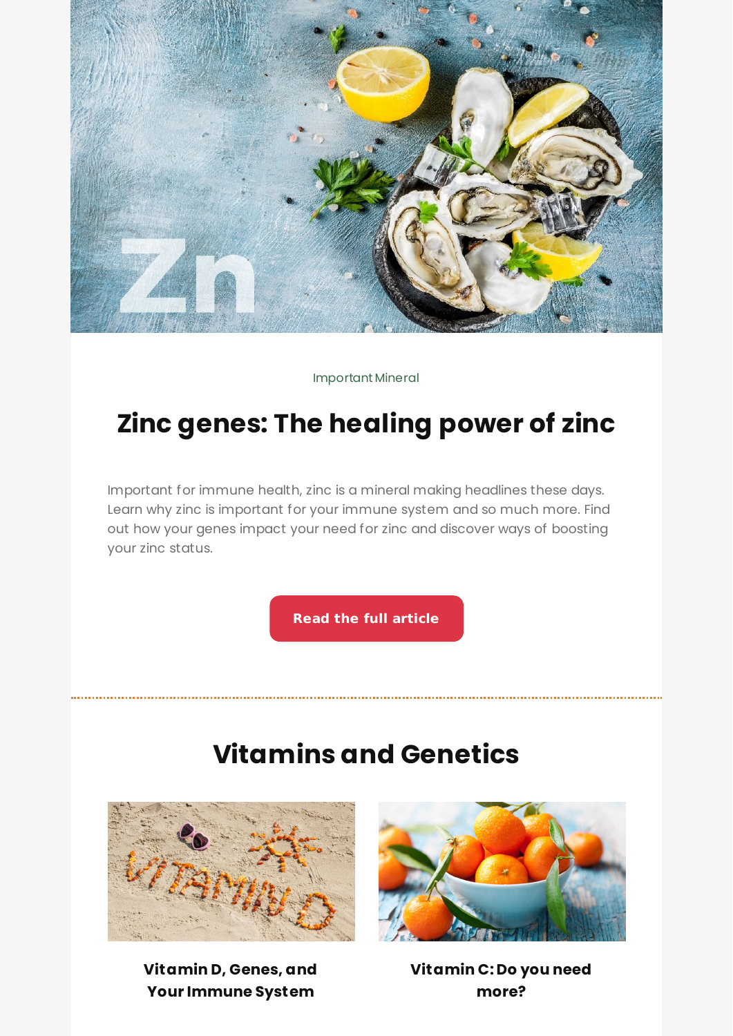Important Mineral

# Zinc genes: The healing power of zinc

Important for immune health, zinc is a mineral making headlines these days. Learn why zinc is important for your immune system and so much more. Find out how your genes impact your need for zinc and discover ways of boosting your zinc status.

**Read the full article**

---

## Vitamins and Genetics

**Vitamin D, Genes, and Your Immune System**

**Vitamin C: Do you need more?**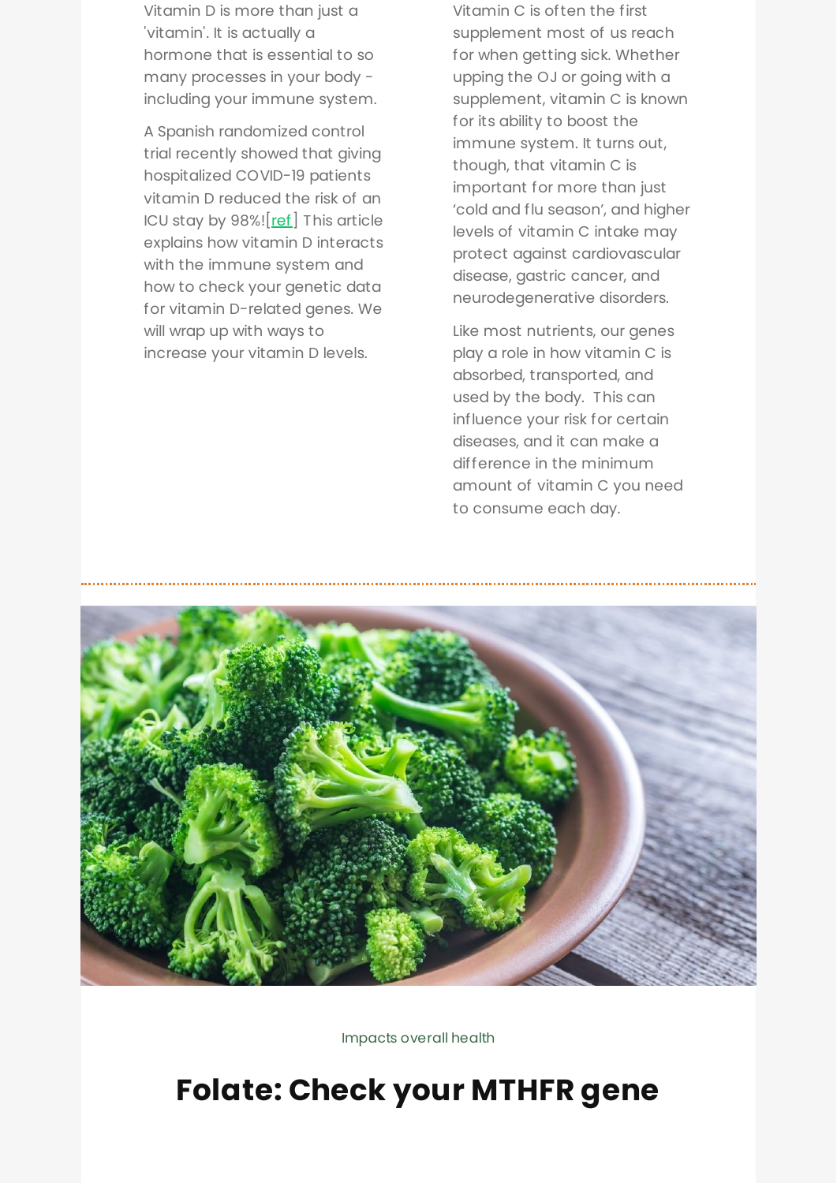Vitamin D is more than just a 'vitamin'. It is actually a hormone that is essential to so many processes in your body - including your immune system.

A Spanish randomized control trial recently showed that giving hospitalized COVID-19 patients vitamin D reduced the risk of an ICU stay by 98%![ref] This article explains how vitamin D interacts with the immune system and how to check your genetic data for vitamin D-related genes. We will wrap up with ways to increase your vitamin D levels.

Vitamin C is often the first supplement most of us reach for when getting sick. Whether upping the OJ or going with a supplement, vitamin C is known for its ability to boost the immune system. It turns out, though, that vitamin C is important for more than just 'cold and flu season', and higher levels of vitamin C intake may protect against cardiovascular disease, gastric cancer, and neurodegenerative disorders.

Like most nutrients, our genes play a role in how vitamin C is absorbed, transported, and used by the body. This can influence your risk for certain diseases, and it can make a difference in the minimum amount of vitamin C you need to consume each day.

---

Impacts overall health

## Folate: Check your MTHFR gene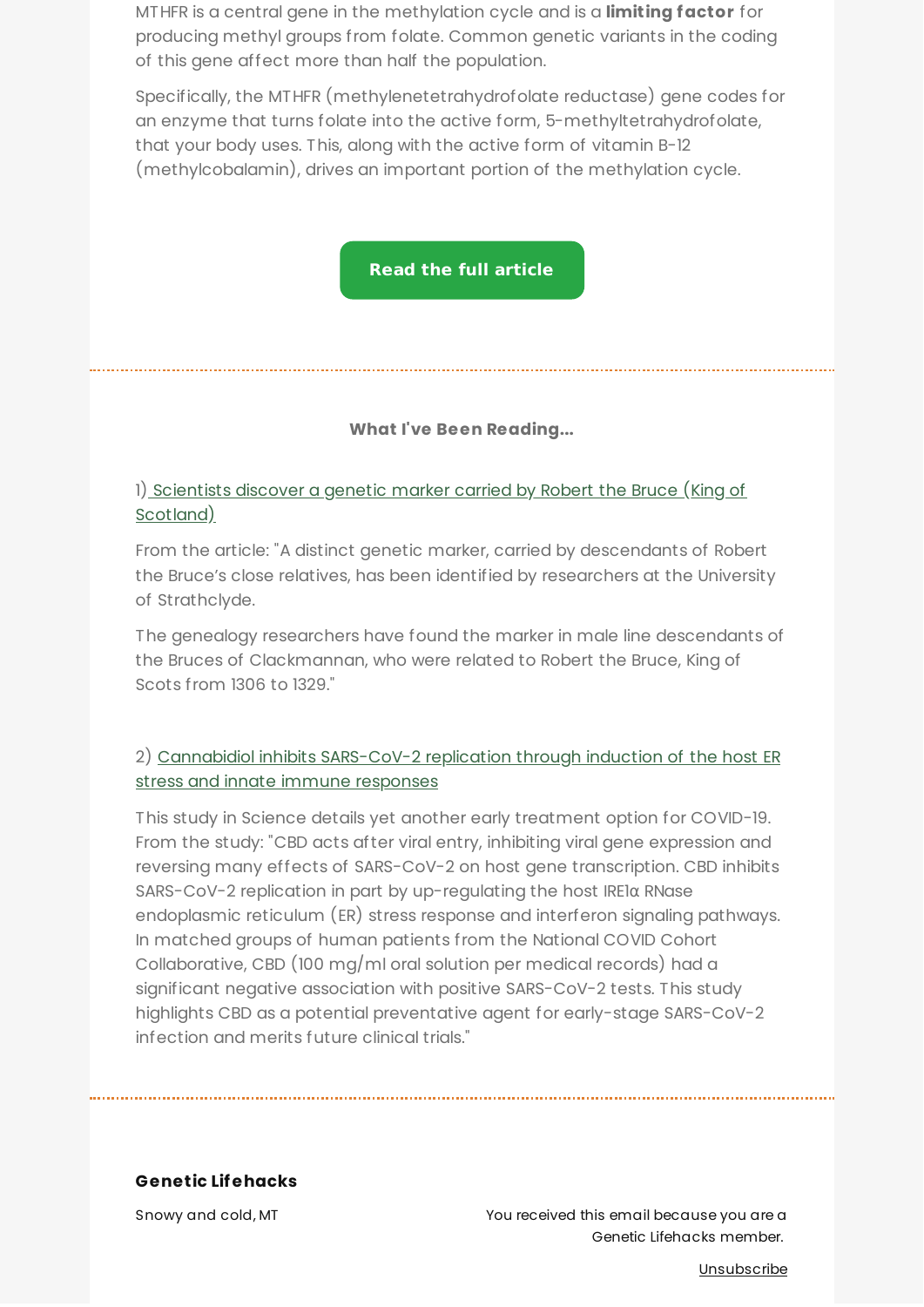MTHFR is a central gene in the methylation cycle and is a **limiting factor** for producing methyl groups from folate. Common genetic variants in the coding of this gene affect more than half the population.

Specifically, the MTHFR (methylenetetrahydrofolate reductase) gene codes for an enzyme that turns folate into the active form, 5-methyltetrahydrofolate, that your body uses. This, along with the active form of vitamin B-12 (methylcobalamin), drives an important portion of the methylation cycle.

Read the full article

---

**What I've Been Reading...**

1) Scientists discover a genetic marker carried by Robert the Bruce (King of Scotland)

From the article: "A distinct genetic marker, carried by descendants of Robert the Bruce's close relatives, has been identified by researchers at the University of Strathclyde.

The genealogy researchers have found the marker in male line descendants of the Bruces of Clackmannan, who were related to Robert the Bruce, King of Scots from 1306 to 1329."

2) Cannabidiol inhibits SARS-CoV-2 replication through induction of the host ER stress and innate immune responses

This study in Science details yet another early treatment option for COVID-19. From the study: "CBD acts after viral entry, inhibiting viral gene expression and reversing many effects of SARS-CoV-2 on host gene transcription. CBD inhibits SARS-CoV-2 replication in part by up-regulating the host IRE1α RNase endoplasmic reticulum (ER) stress response and interferon signaling pathways. In matched groups of human patients from the National COVID Cohort Collaborative, CBD (100 mg/ml oral solution per medical records) had a significant negative association with positive SARS-CoV-2 tests. This study highlights CBD as a potential preventative agent for early-stage SARS-CoV-2 infection and merits future clinical trials."

---

**Genetic Lifehacks**

Snowy and cold, MT

You received this email because you are a Genetic Lifehacks member.

Unsubscribe